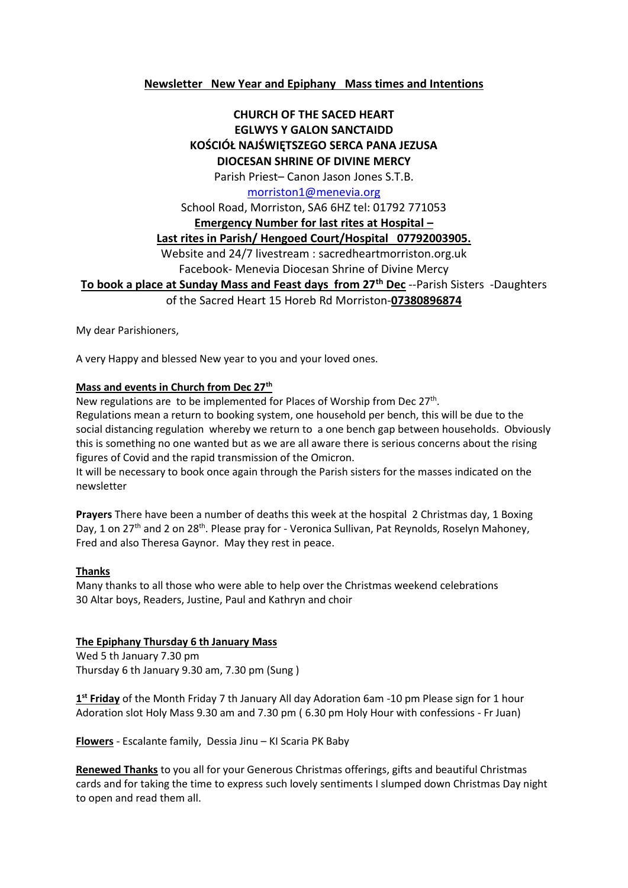**Newsletter New Year and Epiphany Mass times and Intentions**

**CHURCH OF THE SACED HEART**
**EGLWYS Y GALON SANCTAIDD**
**KOŚCIÓŁ NAJŚWIĘTSZEGO SERCA PANA JEZUSA**
**DIOCESAN SHRINE OF DIVINE MERCY**

Parish Priest– Canon Jason Jones S.T.B.

morriston1@menevia.org

School Road, Morriston, SA6 6HZ tel: 01792 771053

**Emergency Number for last rites at Hospital –**
**Last rites in Parish/ Hengoed Court/Hospital 07792003905.**

Website and 24/7 livestream : sacredheartmorriston.org.uk

Facebook- Menevia Diocesan Shrine of Divine Mercy

**To book a place at Sunday Mass and Feast days from 27th Dec** --Parish Sisters -Daughters of the Sacred Heart 15 Horeb Rd Morriston-**07380896874**

My dear Parishioners,

A very Happy and blessed New year to you and your loved ones.

**Mass and events in Church from Dec 27th**

New regulations are to be implemented for Places of Worship from Dec 27th.
Regulations mean a return to booking system, one household per bench, this will be due to the social distancing regulation whereby we return to a one bench gap between households. Obviously this is something no one wanted but as we are all aware there is serious concerns about the rising figures of Covid and the rapid transmission of the Omicron.
It will be necessary to book once again through the Parish sisters for the masses indicated on the newsletter

**Prayers** There have been a number of deaths this week at the hospital 2 Christmas day, 1 Boxing Day, 1 on 27th and 2 on 28th. Please pray for - Veronica Sullivan, Pat Reynolds, Roselyn Mahoney, Fred and also Theresa Gaynor. May they rest in peace.

**Thanks**

Many thanks to all those who were able to help over the Christmas weekend celebrations
30 Altar boys, Readers, Justine, Paul and Kathryn and choir

**The Epiphany Thursday 6 th January Mass**

Wed 5 th January 7.30 pm
Thursday 6 th January 9.30 am, 7.30 pm (Sung )

**1st Friday** of the Month Friday 7 th January All day Adoration 6am -10 pm Please sign for 1 hour Adoration slot Holy Mass 9.30 am and 7.30 pm ( 6.30 pm Holy Hour with confessions - Fr Juan)

**Flowers** - Escalante family, Dessia Jinu – KI Scaria PK Baby

**Renewed Thanks** to you all for your Generous Christmas offerings, gifts and beautiful Christmas cards and for taking the time to express such lovely sentiments I slumped down Christmas Day night to open and read them all.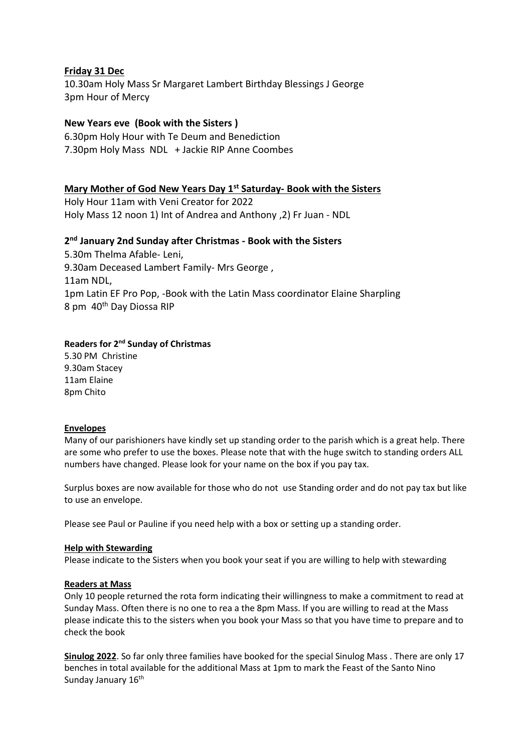**<u>Friday 31 Dec</u>**

10.30am Holy Mass Sr Margaret Lambert Birthday Blessings J George
3pm Hour of Mercy

**New Years eve (Book with the Sisters )**

6.30pm Holy Hour with Te Deum and Benediction
7.30pm Holy Mass NDL + Jackie RIP Anne Coombes

**<u>Mary Mother of God New Years Day 1st Saturday- Book with the Sisters</u>**

Holy Hour 11am with Veni Creator for 2022
Holy Mass 12 noon 1) Int of Andrea and Anthony ,2) Fr Juan - NDL

**2nd January 2nd Sunday after Christmas - Book with the Sisters**

5.30m Thelma Afable- Leni,
9.30am Deceased Lambert Family- Mrs George ,
11am NDL,
1pm Latin EF Pro Pop, -Book with the Latin Mass coordinator Elaine Sharpling
8 pm 40th Day Diossa RIP

**Readers for 2nd Sunday of Christmas**

5.30 PM Christine
9.30am Stacey
11am Elaine
8pm Chito

**<u>Envelopes</u>**

Many of our parishioners have kindly set up standing order to the parish which is a great help. There are some who prefer to use the boxes. Please note that with the huge switch to standing orders ALL numbers have changed. Please look for your name on the box if you pay tax.

Surplus boxes are now available for those who do not use Standing order and do not pay tax but like to use an envelope.

Please see Paul or Pauline if you need help with a box or setting up a standing order.

**<u>Help with Stewarding</u>**

Please indicate to the Sisters when you book your seat if you are willing to help with stewarding

**<u>Readers at Mass</u>**

Only 10 people returned the rota form indicating their willingness to make a commitment to read at Sunday Mass. Often there is no one to rea a the 8pm Mass. If you are willing to read at the Mass please indicate this to the sisters when you book your Mass so that you have time to prepare and to check the book

**<u>Sinulog 2022</u>**. So far only three families have booked for the special Sinulog Mass . There are only 17 benches in total available for the additional Mass at 1pm to mark the Feast of the Santo Nino Sunday January 16th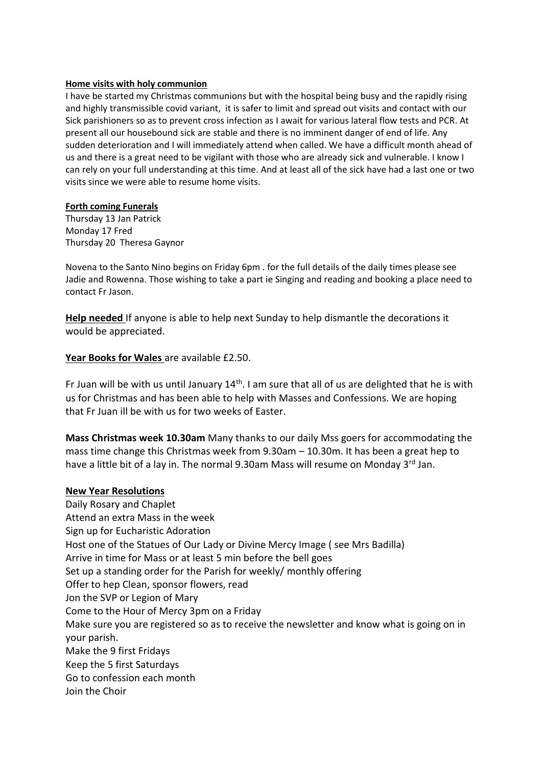**Home visits with holy communion**

I have be started my Christmas communions but with the hospital being busy and the rapidly rising and highly transmissible covid variant, it is safer to limit and spread out visits and contact with our Sick parishioners so as to prevent cross infection as I await for various lateral flow tests and PCR. At present all our housebound sick are stable and there is no imminent danger of end of life. Any sudden deterioration and I will immediately attend when called. We have a difficult month ahead of us and there is a great need to be vigilant with those who are already sick and vulnerable. I know I can rely on your full understanding at this time. And at least all of the sick have had a last one or two visits since we were able to resume home visits.

**Forth coming Funerals**

Thursday 13 Jan Patrick
Monday 17 Fred
Thursday 20 Theresa Gaynor

Novena to the Santo Nino begins on Friday 6pm . for the full details of the daily times please see Jadie and Rowenna. Those wishing to take a part ie Singing and reading and booking a place need to contact Fr Jason.

**Help needed** If anyone is able to help next Sunday to help dismantle the decorations it would be appreciated.

**Year Books for Wales** are available £2.50.

Fr Juan will be with us until January 14th. I am sure that all of us are delighted that he is with us for Christmas and has been able to help with Masses and Confessions. We are hoping that Fr Juan ill be with us for two weeks of Easter.

**Mass Christmas week 10.30am** Many thanks to our daily Mss goers for accommodating the mass time change this Christmas week from 9.30am – 10.30m. It has been a great hep to have a little bit of a lay in. The normal 9.30am Mass will resume on Monday 3rd Jan.

**New Year Resolutions**

Daily Rosary and Chaplet
Attend an extra Mass in the week
Sign up for Eucharistic Adoration
Host one of the Statues of Our Lady or Divine Mercy Image ( see Mrs Badilla)
Arrive in time for Mass or at least 5 min before the bell goes
Set up a standing order for the Parish for weekly/ monthly offering
Offer to hep Clean, sponsor flowers, read
Jon the SVP or Legion of Mary
Come to the Hour of Mercy 3pm on a Friday
Make sure you are registered so as to receive the newsletter and know what is going on in your parish.
Make the 9 first Fridays
Keep the 5 first Saturdays
Go to confession each month
Join the Choir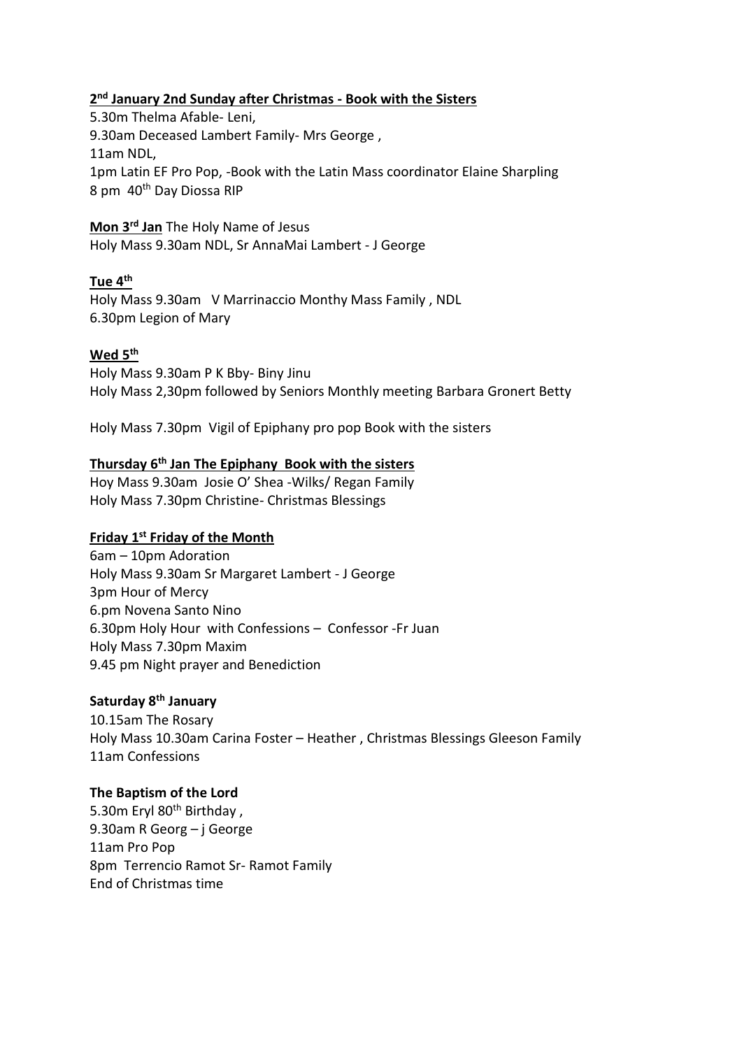**2nd January 2nd Sunday after Christmas - Book with the Sisters**

5.30m Thelma Afable- Leni,
9.30am Deceased Lambert Family- Mrs George ,
11am NDL,
1pm Latin EF Pro Pop, -Book with the Latin Mass coordinator Elaine Sharpling
8 pm 40th Day Diossa RIP

**Mon 3rd Jan** The Holy Name of Jesus
Holy Mass 9.30am NDL, Sr AnnaMai Lambert - J George

**Tue 4th**
Holy Mass 9.30am V Marrinaccio Monthy Mass Family , NDL
6.30pm Legion of Mary

**Wed 5th**
Holy Mass 9.30am P K Bby- Biny Jinu
Holy Mass 2,30pm followed by Seniors Monthly meeting Barbara Gronert Betty

Holy Mass 7.30pm Vigil of Epiphany pro pop Book with the sisters

**Thursday 6th Jan The Epiphany Book with the sisters**
Hoy Mass 9.30am Josie O' Shea -Wilks/ Regan Family
Holy Mass 7.30pm Christine- Christmas Blessings

**Friday 1st Friday of the Month**
6am – 10pm Adoration
Holy Mass 9.30am Sr Margaret Lambert - J George
3pm Hour of Mercy
6.pm Novena Santo Nino
6.30pm Holy Hour with Confessions – Confessor -Fr Juan
Holy Mass 7.30pm Maxim
9.45 pm Night prayer and Benediction

**Saturday 8th January**
10.15am The Rosary
Holy Mass 10.30am Carina Foster – Heather , Christmas Blessings Gleeson Family
11am Confessions

**The Baptism of the Lord**
5.30m Eryl 80th Birthday ,
9.30am R Georg – j George
11am Pro Pop
8pm Terrencio Ramot Sr- Ramot Family
End of Christmas time